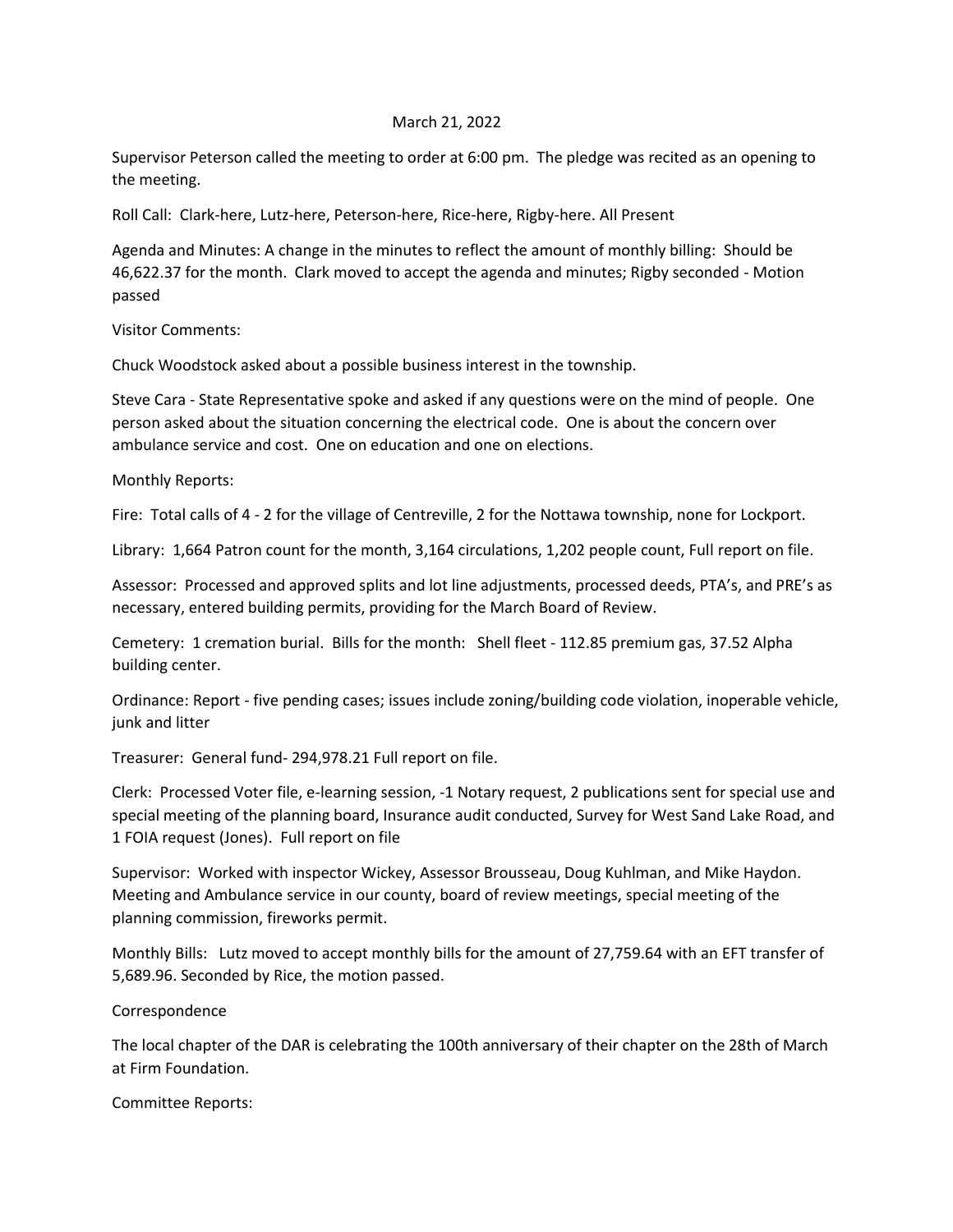March 21, 2022

Supervisor Peterson called the meeting to order at 6:00 pm. The pledge was recited as an opening to the meeting.

Roll Call: Clark-here, Lutz-here, Peterson-here, Rice-here, Rigby-here. All Present

Agenda and Minutes: A change in the minutes to reflect the amount of monthly billing: Should be 46,622.37 for the month. Clark moved to accept the agenda and minutes; Rigby seconded - Motion passed

Visitor Comments:

Chuck Woodstock asked about a possible business interest in the township.

Steve Cara - State Representative spoke and asked if any questions were on the mind of people. One person asked about the situation concerning the electrical code. One is about the concern over ambulance service and cost. One on education and one on elections.

Monthly Reports:

Fire: Total calls of 4 - 2 for the village of Centreville, 2 for the Nottawa township, none for Lockport.

Library: 1,664 Patron count for the month, 3,164 circulations, 1,202 people count, Full report on file.

Assessor: Processed and approved splits and lot line adjustments, processed deeds, PTA's, and PRE's as necessary, entered building permits, providing for the March Board of Review.

Cemetery: 1 cremation burial. Bills for the month: Shell fleet - 112.85 premium gas, 37.52 Alpha building center.

Ordinance: Report - five pending cases; issues include zoning/building code violation, inoperable vehicle, junk and litter

Treasurer: General fund- 294,978.21 Full report on file.

Clerk: Processed Voter file, e-learning session, -1 Notary request, 2 publications sent for special use and special meeting of the planning board, Insurance audit conducted, Survey for West Sand Lake Road, and 1 FOIA request (Jones). Full report on file

Supervisor: Worked with inspector Wickey, Assessor Brousseau, Doug Kuhlman, and Mike Haydon. Meeting and Ambulance service in our county, board of review meetings, special meeting of the planning commission, fireworks permit.

Monthly Bills: Lutz moved to accept monthly bills for the amount of 27,759.64 with an EFT transfer of 5,689.96. Seconded by Rice, the motion passed.

Correspondence

The local chapter of the DAR is celebrating the 100th anniversary of their chapter on the 28th of March at Firm Foundation.

Committee Reports: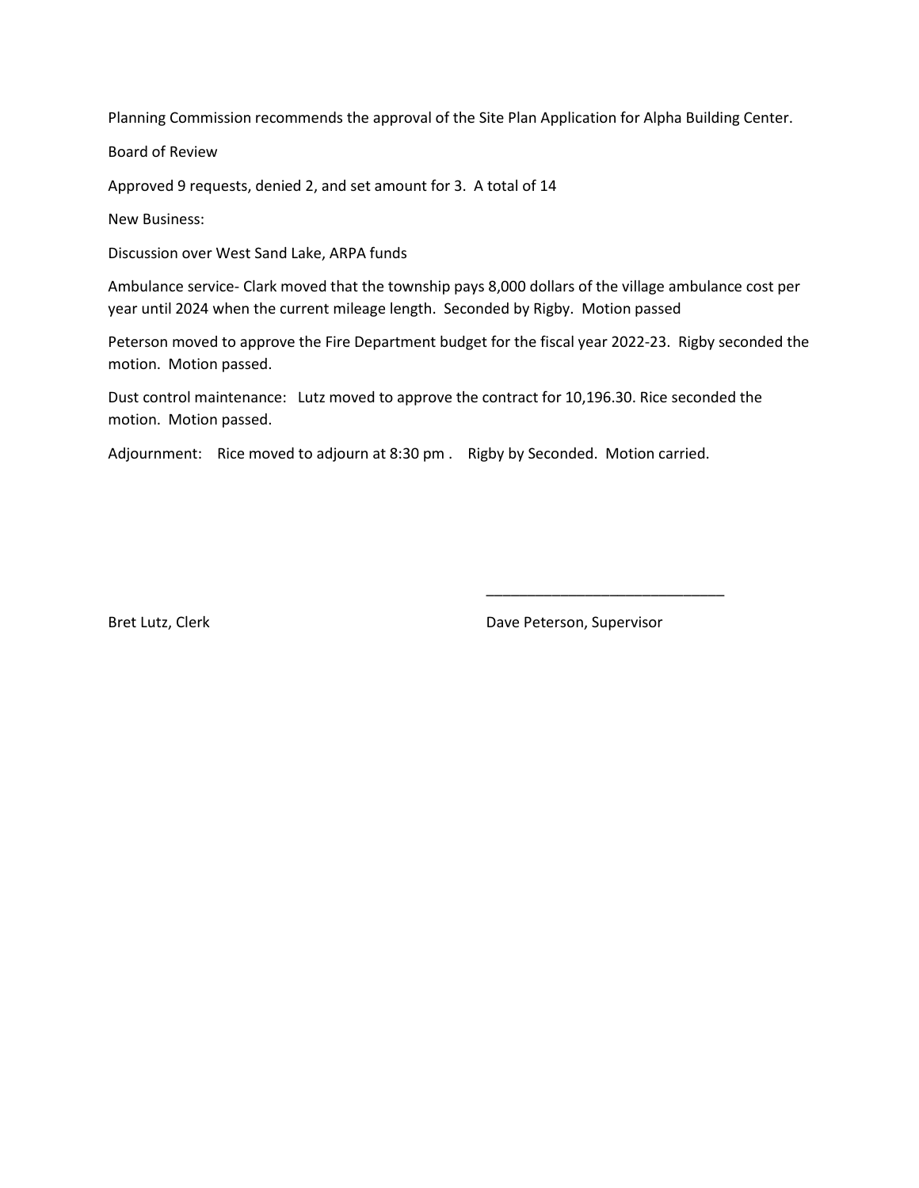Planning Commission recommends the approval of the Site Plan Application for Alpha Building Center.

Board of Review

Approved 9 requests, denied 2, and set amount for 3. A total of 14

New Business:

Discussion over West Sand Lake, ARPA funds

Ambulance service- Clark moved that the township pays 8,000 dollars of the village ambulance cost per year until 2024 when the current mileage length. Seconded by Rigby. Motion passed

Peterson moved to approve the Fire Department budget for the fiscal year 2022-23. Rigby seconded the motion. Motion passed.

Dust control maintenance: Lutz moved to approve the contract for 10,196.30. Rice seconded the motion. Motion passed.

Adjournment: Rice moved to adjourn at 8:30 pm . Rigby by Seconded. Motion carried.

______________________________

Bret Lutz, Clerk

Dave Peterson, Supervisor